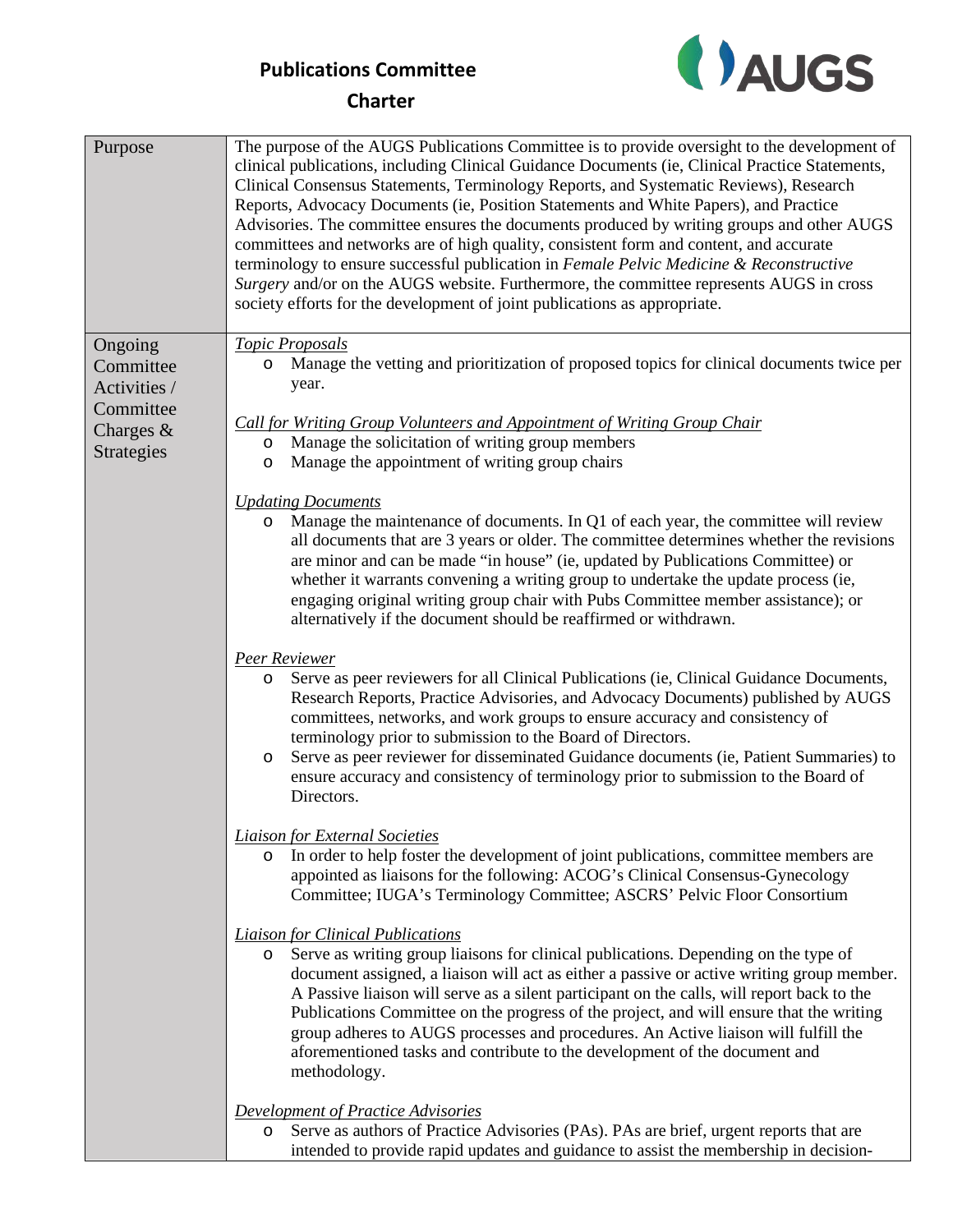# Publications Committee

## Charter

| | |
|---|---|
| Purpose | The purpose of the AUGS Publications Committee is to provide oversight to the development of clinical publications, including Clinical Guidance Documents (ie, Clinical Practice Statements, Clinical Consensus Statements, Terminology Reports, and Systematic Reviews), Research Reports, Advocacy Documents (ie, Position Statements and White Papers), and Practice Advisories. The committee ensures the documents produced by writing groups and other AUGS committees and networks are of high quality, consistent form and content, and accurate terminology to ensure successful publication in *Female Pelvic Medicine & Reconstructive Surgery* and/or on the AUGS website. Furthermore, the committee represents AUGS in cross society efforts for the development of joint publications as appropriate. |
| Ongoing Committee Activities / Committee Charges & Strategies | <u>*Topic Proposals*</u><br>o Manage the vetting and prioritization of proposed topics for clinical documents twice per year.<br><br><u>*Call for Writing Group Volunteers and Appointment of Writing Group Chair*</u><br>o Manage the solicitation of writing group members<br>o Manage the appointment of writing group chairs<br><br><u>*Updating Documents*</u><br>o Manage the maintenance of documents. In Q1 of each year, the committee will review all documents that are 3 years or older. The committee determines whether the revisions are minor and can be made "in house" (ie, updated by Publications Committee) or whether it warrants convening a writing group to undertake the update process (ie, engaging original writing group chair with Pubs Committee member assistance); or alternatively if the document should be reaffirmed or withdrawn.<br><br><u>*Peer Reviewer*</u><br>o Serve as peer reviewers for all Clinical Publications (ie, Clinical Guidance Documents, Research Reports, Practice Advisories, and Advocacy Documents) published by AUGS committees, networks, and work groups to ensure accuracy and consistency of terminology prior to submission to the Board of Directors.<br>o Serve as peer reviewer for disseminated Guidance documents (ie, Patient Summaries) to ensure accuracy and consistency of terminology prior to submission to the Board of Directors.<br><br><u>*Liaison for External Societies*</u><br>o In order to help foster the development of joint publications, committee members are appointed as liaisons for the following: ACOG's Clinical Consensus-Gynecology Committee; IUGA's Terminology Committee; ASCRS' Pelvic Floor Consortium<br><br><u>*Liaison for Clinical Publications*</u><br>o Serve as writing group liaisons for clinical publications. Depending on the type of document assigned, a liaison will act as either a passive or active writing group member. A Passive liaison will serve as a silent participant on the calls, will report back to the Publications Committee on the progress of the project, and will ensure that the writing group adheres to AUGS processes and procedures. An Active liaison will fulfill the aforementioned tasks and contribute to the development of the document and methodology.<br><br><u>*Development of Practice Advisories*</u><br>o Serve as authors of Practice Advisories (PAs). PAs are brief, urgent reports that are intended to provide rapid updates and guidance to assist the membership in decision- |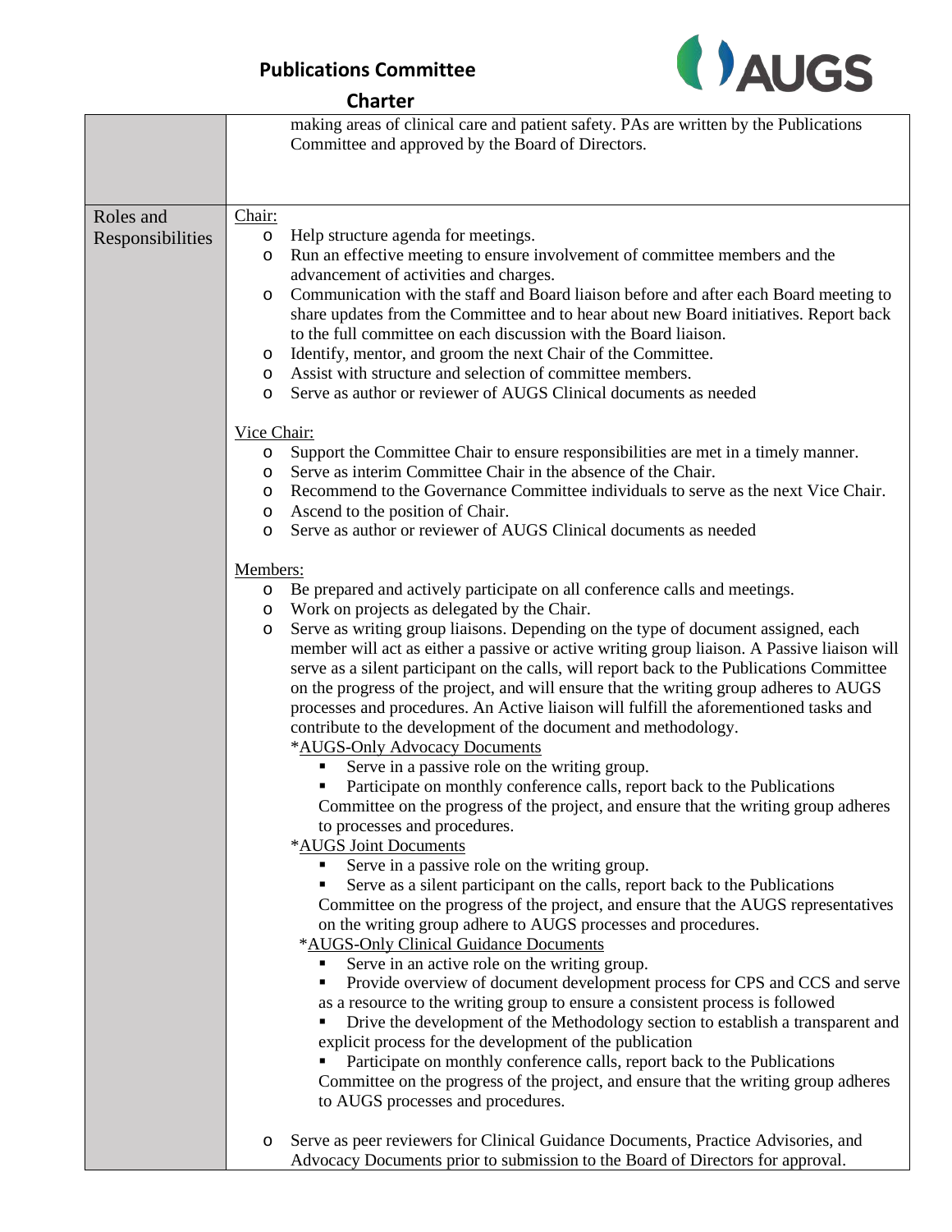| | |
|---|---|
| | making areas of clinical care and patient safety. PAs are written by the Publications Committee and approved by the Board of Directors. |
| Roles and Responsibilities | <u>Chair:</u><br>o Help structure agenda for meetings.<br>o Run an effective meeting to ensure involvement of committee members and the advancement of activities and charges.<br>o Communication with the staff and Board liaison before and after each Board meeting to share updates from the Committee and to hear about new Board initiatives. Report back to the full committee on each discussion with the Board liaison.<br>o Identify, mentor, and groom the next Chair of the Committee.<br>o Assist with structure and selection of committee members.<br>o Serve as author or reviewer of AUGS Clinical documents as needed<br><br><u>Vice Chair:</u><br>o Support the Committee Chair to ensure responsibilities are met in a timely manner.<br>o Serve as interim Committee Chair in the absence of the Chair.<br>o Recommend to the Governance Committee individuals to serve as the next Vice Chair.<br>o Ascend to the position of Chair.<br>o Serve as author or reviewer of AUGS Clinical documents as needed<br><br><u>Members:</u><br>o Be prepared and actively participate on all conference calls and meetings.<br>o Work on projects as delegated by the Chair.<br>o Serve as writing group liaisons. Depending on the type of document assigned, each member will act as either a passive or active writing group liaison. A Passive liaison will serve as a silent participant on the calls, will report back to the Publications Committee on the progress of the project, and will ensure that the writing group adheres to AUGS processes and procedures. An Active liaison will fulfill the aforementioned tasks and contribute to the development of the document and methodology.<br>*<u>AUGS-Only Advocacy Documents</u><br>▪ Serve in a passive role on the writing group.<br>▪ Participate on monthly conference calls, report back to the Publications Committee on the progress of the project, and ensure that the writing group adheres to processes and procedures.<br>*<u>AUGS Joint Documents</u><br>▪ Serve in a passive role on the writing group.<br>▪ Serve as a silent participant on the calls, report back to the Publications Committee on the progress of the project, and ensure that the AUGS representatives on the writing group adhere to AUGS processes and procedures.<br>*<u>AUGS-Only Clinical Guidance Documents</u><br>▪ Serve in an active role on the writing group.<br>▪ Provide overview of document development process for CPS and CCS and serve as a resource to the writing group to ensure a consistent process is followed<br>▪ Drive the development of the Methodology section to establish a transparent and explicit process for the development of the publication<br>▪ Participate on monthly conference calls, report back to the Publications Committee on the progress of the project, and ensure that the writing group adheres to AUGS processes and procedures.<br><br>o Serve as peer reviewers for Clinical Guidance Documents, Practice Advisories, and Advocacy Documents prior to submission to the Board of Directors for approval. |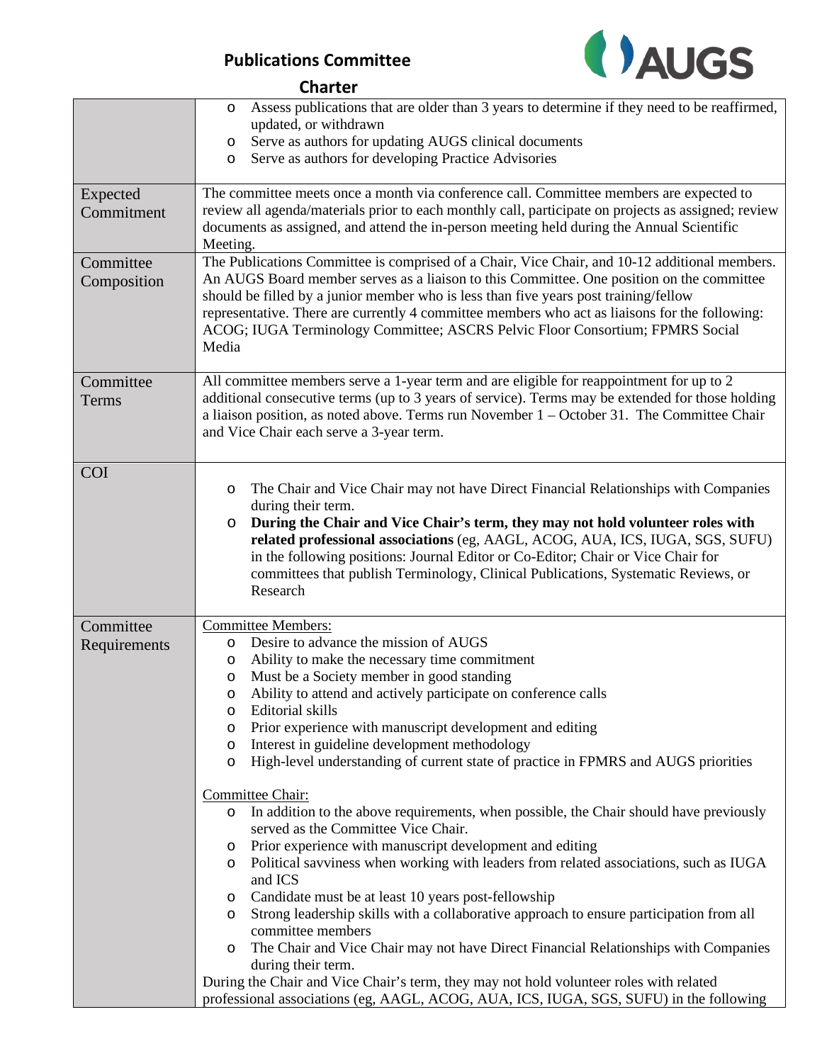| | |
|---|---|
| | ◦ Assess publications that are older than 3 years to determine if they need to be reaffirmed, updated, or withdrawn<br>◦ Serve as authors for updating AUGS clinical documents<br>◦ Serve as authors for developing Practice Advisories |
| Expected Commitment | The committee meets once a month via conference call. Committee members are expected to review all agenda/materials prior to each monthly call, participate on projects as assigned; review documents as assigned, and attend the in-person meeting held during the Annual Scientific Meeting. |
| Committee Composition | The Publications Committee is comprised of a Chair, Vice Chair, and 10-12 additional members. An AUGS Board member serves as a liaison to this Committee. One position on the committee should be filled by a junior member who is less than five years post training/fellow representative. There are currently 4 committee members who act as liaisons for the following: ACOG; IUGA Terminology Committee; ASCRS Pelvic Floor Consortium; FPMRS Social Media |
| Committee Terms | All committee members serve a 1-year term and are eligible for reappointment for up to 2 additional consecutive terms (up to 3 years of service). Terms may be extended for those holding a liaison position, as noted above. Terms run November 1 – October 31. The Committee Chair and Vice Chair each serve a 3-year term. |
| COI | ◦ The Chair and Vice Chair may not have Direct Financial Relationships with Companies during their term.<br>◦ **During the Chair and Vice Chair's term, they may not hold volunteer roles with related professional associations** (eg, AAGL, ACOG, AUA, ICS, IUGA, SGS, SUFU) in the following positions: Journal Editor or Co-Editor; Chair or Vice Chair for committees that publish Terminology, Clinical Publications, Systematic Reviews, or Research |
| Committee Requirements | <u>Committee Members:</u><br>◦ Desire to advance the mission of AUGS<br>◦ Ability to make the necessary time commitment<br>◦ Must be a Society member in good standing<br>◦ Ability to attend and actively participate on conference calls<br>◦ Editorial skills<br>◦ Prior experience with manuscript development and editing<br>◦ Interest in guideline development methodology<br>◦ High-level understanding of current state of practice in FPMRS and AUGS priorities<br><br><u>Committee Chair:</u><br>◦ In addition to the above requirements, when possible, the Chair should have previously served as the Committee Vice Chair.<br>◦ Prior experience with manuscript development and editing<br>◦ Political savviness when working with leaders from related associations, such as IUGA and ICS<br>◦ Candidate must be at least 10 years post-fellowship<br>◦ Strong leadership skills with a collaborative approach to ensure participation from all committee members<br>◦ The Chair and Vice Chair may not have Direct Financial Relationships with Companies during their term.<br>During the Chair and Vice Chair's term, they may not hold volunteer roles with related professional associations (eg, AAGL, ACOG, AUA, ICS, IUGA, SGS, SUFU) in the following |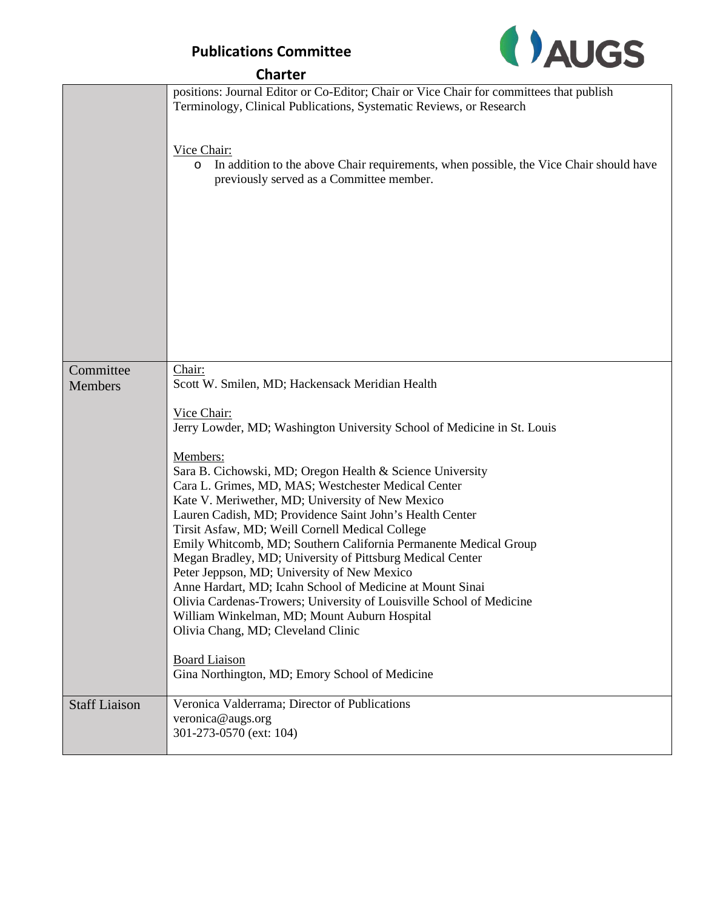| | |
|---|---|
| | positions: Journal Editor or Co-Editor; Chair or Vice Chair for committees that publish Terminology, Clinical Publications, Systematic Reviews, or Research<br><br>Vice Chair:<br>- In addition to the above Chair requirements, when possible, the Vice Chair should have previously served as a Committee member. |
| Committee Members | Chair:<br>Scott W. Smilen, MD; Hackensack Meridian Health<br><br>Vice Chair:<br>Jerry Lowder, MD; Washington University School of Medicine in St. Louis<br><br>Members:<br>Sara B. Cichowski, MD; Oregon Health & Science University<br>Cara L. Grimes, MD, MAS; Westchester Medical Center<br>Kate V. Meriwether, MD; University of New Mexico<br>Lauren Cadish, MD; Providence Saint John's Health Center<br>Tirsit Asfaw, MD; Weill Cornell Medical College<br>Emily Whitcomb, MD; Southern California Permanente Medical Group<br>Megan Bradley, MD; University of Pittsburg Medical Center<br>Peter Jeppson, MD; University of New Mexico<br>Anne Hardart, MD; Icahn School of Medicine at Mount Sinai<br>Olivia Cardenas-Trowers; University of Louisville School of Medicine<br>William Winkelman, MD; Mount Auburn Hospital<br>Olivia Chang, MD; Cleveland Clinic<br><br>Board Liaison<br>Gina Northington, MD; Emory School of Medicine |
| Staff Liaison | Veronica Valderrama; Director of Publications<br>veronica@augs.org<br>301-273-0570 (ext: 104) |